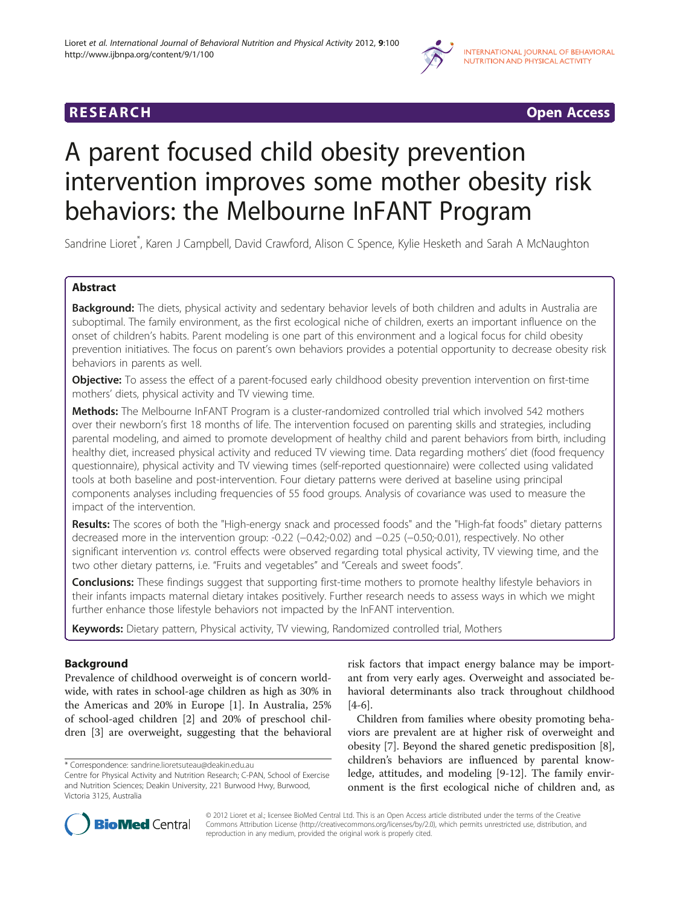**RESEARCH Open Access**

# A parent focused child obesity prevention intervention improves some mother obesity risk behaviors: the Melbourne InFANT Program

Sandrine Lioret*, Karen J Campbell, David Crawford, Alison C Spence, Kylie Hesketh and Sarah A McNaughton

## Abstract

**Background:** The diets, physical activity and sedentary behavior levels of both children and adults in Australia are suboptimal. The family environment, as the first ecological niche of children, exerts an important influence on the onset of children's habits. Parent modeling is one part of this environment and a logical focus for child obesity prevention initiatives. The focus on parent's own behaviors provides a potential opportunity to decrease obesity risk behaviors in parents as well.

**Objective:** To assess the effect of a parent-focused early childhood obesity prevention intervention on first-time mothers' diets, physical activity and TV viewing time.

**Methods:** The Melbourne InFANT Program is a cluster-randomized controlled trial which involved 542 mothers over their newborn's first 18 months of life. The intervention focused on parenting skills and strategies, including parental modeling, and aimed to promote development of healthy child and parent behaviors from birth, including healthy diet, increased physical activity and reduced TV viewing time. Data regarding mothers' diet (food frequency questionnaire), physical activity and TV viewing times (self-reported questionnaire) were collected using validated tools at both baseline and post-intervention. Four dietary patterns were derived at baseline using principal components analyses including frequencies of 55 food groups. Analysis of covariance was used to measure the impact of the intervention.

**Results:** The scores of both the "High-energy snack and processed foods" and the "High-fat foods" dietary patterns decreased more in the intervention group: -0.22 (−0.42;-0.02) and −0.25 (−0.50;-0.01), respectively. No other significant intervention *vs.* control effects were observed regarding total physical activity, TV viewing time, and the two other dietary patterns, i.e. "Fruits and vegetables" and "Cereals and sweet foods".

**Conclusions:** These findings suggest that supporting first-time mothers to promote healthy lifestyle behaviors in their infants impacts maternal dietary intakes positively. Further research needs to assess ways in which we might further enhance those lifestyle behaviors not impacted by the InFANT intervention.

**Keywords:** Dietary pattern, Physical activity, TV viewing, Randomized controlled trial, Mothers

## Background

Prevalence of childhood overweight is of concern worldwide, with rates in school-age children as high as 30% in the Americas and 20% in Europe [1]. In Australia, 25% of school-aged children [2] and 20% of preschool children [3] are overweight, suggesting that the behavioral risk factors that impact energy balance may be important from very early ages. Overweight and associated behavioral determinants also track throughout childhood [4-6].

Children from families where obesity promoting behaviors are prevalent are at higher risk of overweight and obesity [7]. Beyond the shared genetic predisposition [8], children's behaviors are influenced by parental knowledge, attitudes, and modeling [9-12]. The family environment is the first ecological niche of children and, as

\* Correspondence: sandrine.lioretsuteau@deakin.edu.au
Centre for Physical Activity and Nutrition Research; C-PAN, School of Exercise and Nutrition Sciences; Deakin University, 221 Burwood Hwy, Burwood, Victoria 3125, Australia

© 2012 Lioret et al.; licensee BioMed Central Ltd. This is an Open Access article distributed under the terms of the Creative Commons Attribution License (http://creativecommons.org/licenses/by/2.0), which permits unrestricted use, distribution, and reproduction in any medium, provided the original work is properly cited.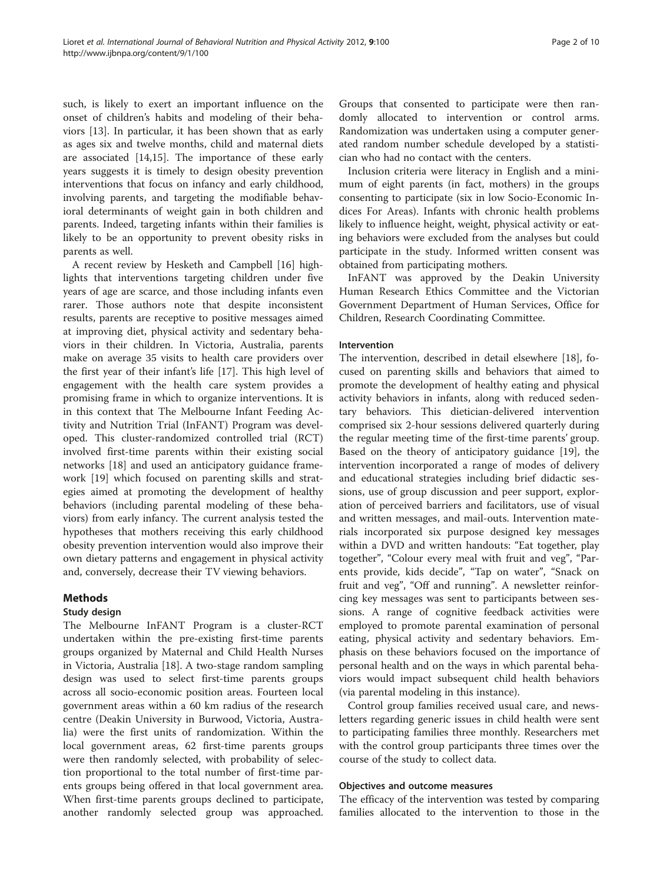such, is likely to exert an important influence on the onset of children's habits and modeling of their behaviors [13]. In particular, it has been shown that as early as ages six and twelve months, child and maternal diets are associated [14,15]. The importance of these early years suggests it is timely to design obesity prevention interventions that focus on infancy and early childhood, involving parents, and targeting the modifiable behavioral determinants of weight gain in both children and parents. Indeed, targeting infants within their families is likely to be an opportunity to prevent obesity risks in parents as well.

A recent review by Hesketh and Campbell [16] highlights that interventions targeting children under five years of age are scarce, and those including infants even rarer. Those authors note that despite inconsistent results, parents are receptive to positive messages aimed at improving diet, physical activity and sedentary behaviors in their children. In Victoria, Australia, parents make on average 35 visits to health care providers over the first year of their infant's life [17]. This high level of engagement with the health care system provides a promising frame in which to organize interventions. It is in this context that The Melbourne Infant Feeding Activity and Nutrition Trial (InFANT) Program was developed. This cluster-randomized controlled trial (RCT) involved first-time parents within their existing social networks [18] and used an anticipatory guidance framework [19] which focused on parenting skills and strategies aimed at promoting the development of healthy behaviors (including parental modeling of these behaviors) from early infancy. The current analysis tested the hypotheses that mothers receiving this early childhood obesity prevention intervention would also improve their own dietary patterns and engagement in physical activity and, conversely, decrease their TV viewing behaviors.

## Methods

### Study design

The Melbourne InFANT Program is a cluster-RCT undertaken within the pre-existing first-time parents groups organized by Maternal and Child Health Nurses in Victoria, Australia [18]. A two-stage random sampling design was used to select first-time parents groups across all socio-economic position areas. Fourteen local government areas within a 60 km radius of the research centre (Deakin University in Burwood, Victoria, Australia) were the first units of randomization. Within the local government areas, 62 first-time parents groups were then randomly selected, with probability of selection proportional to the total number of first-time parents groups being offered in that local government area. When first-time parents groups declined to participate, another randomly selected group was approached. Groups that consented to participate were then randomly allocated to intervention or control arms. Randomization was undertaken using a computer generated random number schedule developed by a statistician who had no contact with the centers.

Inclusion criteria were literacy in English and a minimum of eight parents (in fact, mothers) in the groups consenting to participate (six in low Socio-Economic Indices For Areas). Infants with chronic health problems likely to influence height, weight, physical activity or eating behaviors were excluded from the analyses but could participate in the study. Informed written consent was obtained from participating mothers.

InFANT was approved by the Deakin University Human Research Ethics Committee and the Victorian Government Department of Human Services, Office for Children, Research Coordinating Committee.

### Intervention

The intervention, described in detail elsewhere [18], focused on parenting skills and behaviors that aimed to promote the development of healthy eating and physical activity behaviors in infants, along with reduced sedentary behaviors. This dietician-delivered intervention comprised six 2-hour sessions delivered quarterly during the regular meeting time of the first-time parents' group. Based on the theory of anticipatory guidance [19], the intervention incorporated a range of modes of delivery and educational strategies including brief didactic sessions, use of group discussion and peer support, exploration of perceived barriers and facilitators, use of visual and written messages, and mail-outs. Intervention materials incorporated six purpose designed key messages within a DVD and written handouts: "Eat together, play together", "Colour every meal with fruit and veg", "Parents provide, kids decide", "Tap on water", "Snack on fruit and veg", "Off and running". A newsletter reinforcing key messages was sent to participants between sessions. A range of cognitive feedback activities were employed to promote parental examination of personal eating, physical activity and sedentary behaviors. Emphasis on these behaviors focused on the importance of personal health and on the ways in which parental behaviors would impact subsequent child health behaviors (via parental modeling in this instance).

Control group families received usual care, and newsletters regarding generic issues in child health were sent to participating families three monthly. Researchers met with the control group participants three times over the course of the study to collect data.

### Objectives and outcome measures

The efficacy of the intervention was tested by comparing families allocated to the intervention to those in the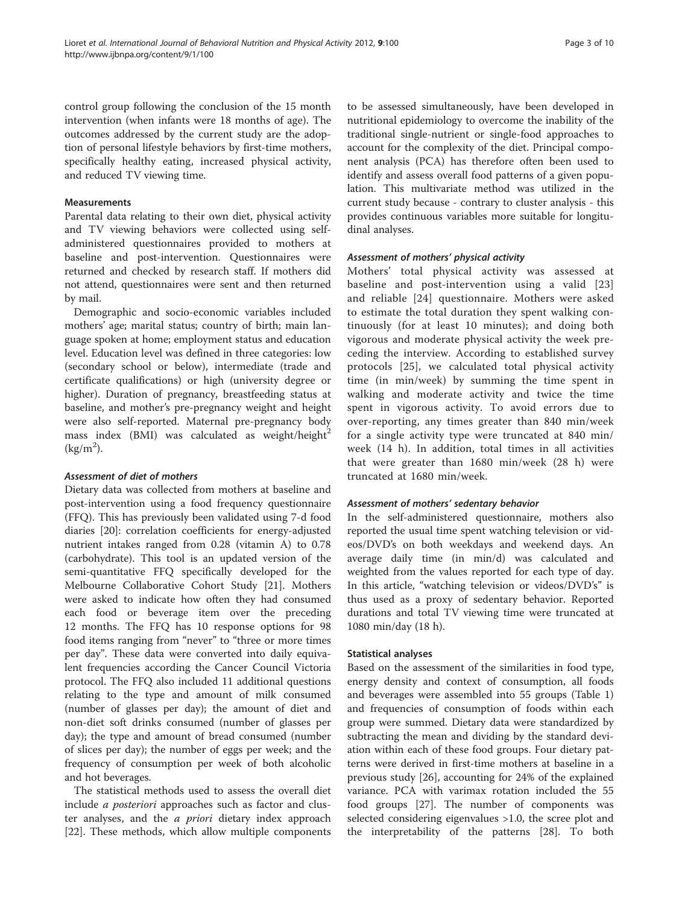control group following the conclusion of the 15 month intervention (when infants were 18 months of age). The outcomes addressed by the current study are the adoption of personal lifestyle behaviors by first-time mothers, specifically healthy eating, increased physical activity, and reduced TV viewing time.

### Measurements

Parental data relating to their own diet, physical activity and TV viewing behaviors were collected using self-administered questionnaires provided to mothers at baseline and post-intervention. Questionnaires were returned and checked by research staff. If mothers did not attend, questionnaires were sent and then returned by mail.

Demographic and socio-economic variables included mothers' age; marital status; country of birth; main language spoken at home; employment status and education level. Education level was defined in three categories: low (secondary school or below), intermediate (trade and certificate qualifications) or high (university degree or higher). Duration of pregnancy, breastfeeding status at baseline, and mother's pre-pregnancy weight and height were also self-reported. Maternal pre-pregnancy body mass index (BMI) was calculated as weight/height$^2$ (kg/m$^2$).

#### *Assessment of diet of mothers*

Dietary data was collected from mothers at baseline and post-intervention using a food frequency questionnaire (FFQ). This has previously been validated using 7-d food diaries [20]: correlation coefficients for energy-adjusted nutrient intakes ranged from 0.28 (vitamin A) to 0.78 (carbohydrate). This tool is an updated version of the semi-quantitative FFQ specifically developed for the Melbourne Collaborative Cohort Study [21]. Mothers were asked to indicate how often they had consumed each food or beverage item over the preceding 12 months. The FFQ has 10 response options for 98 food items ranging from "never" to "three or more times per day". These data were converted into daily equivalent frequencies according the Cancer Council Victoria protocol. The FFQ also included 11 additional questions relating to the type and amount of milk consumed (number of glasses per day); the amount of diet and non-diet soft drinks consumed (number of glasses per day); the type and amount of bread consumed (number of slices per day); the number of eggs per week; and the frequency of consumption per week of both alcoholic and hot beverages.

The statistical methods used to assess the overall diet include *a posteriori* approaches such as factor and cluster analyses, and the *a priori* dietary index approach [22]. These methods, which allow multiple components to be assessed simultaneously, have been developed in nutritional epidemiology to overcome the inability of the traditional single-nutrient or single-food approaches to account for the complexity of the diet. Principal component analysis (PCA) has therefore often been used to identify and assess overall food patterns of a given population. This multivariate method was utilized in the current study because - contrary to cluster analysis - this provides continuous variables more suitable for longitudinal analyses.

#### *Assessment of mothers' physical activity*

Mothers' total physical activity was assessed at baseline and post-intervention using a valid [23] and reliable [24] questionnaire. Mothers were asked to estimate the total duration they spent walking continuously (for at least 10 minutes); and doing both vigorous and moderate physical activity the week preceding the interview. According to established survey protocols [25], we calculated total physical activity time (in min/week) by summing the time spent in walking and moderate activity and twice the time spent in vigorous activity. To avoid errors due to over-reporting, any times greater than 840 min/week for a single activity type were truncated at 840 min/week (14 h). In addition, total times in all activities that were greater than 1680 min/week (28 h) were truncated at 1680 min/week.

#### *Assessment of mothers' sedentary behavior*

In the self-administered questionnaire, mothers also reported the usual time spent watching television or videos/DVD's on both weekdays and weekend days. An average daily time (in min/d) was calculated and weighted from the values reported for each type of day. In this article, "watching television or videos/DVD's" is thus used as a proxy of sedentary behavior. Reported durations and total TV viewing time were truncated at 1080 min/day (18 h).

### Statistical analyses

Based on the assessment of the similarities in food type, energy density and context of consumption, all foods and beverages were assembled into 55 groups (Table 1) and frequencies of consumption of foods within each group were summed. Dietary data were standardized by subtracting the mean and dividing by the standard deviation within each of these food groups. Four dietary patterns were derived in first-time mothers at baseline in a previous study [26], accounting for 24% of the explained variance. PCA with varimax rotation included the 55 food groups [27]. The number of components was selected considering eigenvalues >1.0, the scree plot and the interpretability of the patterns [28]. To both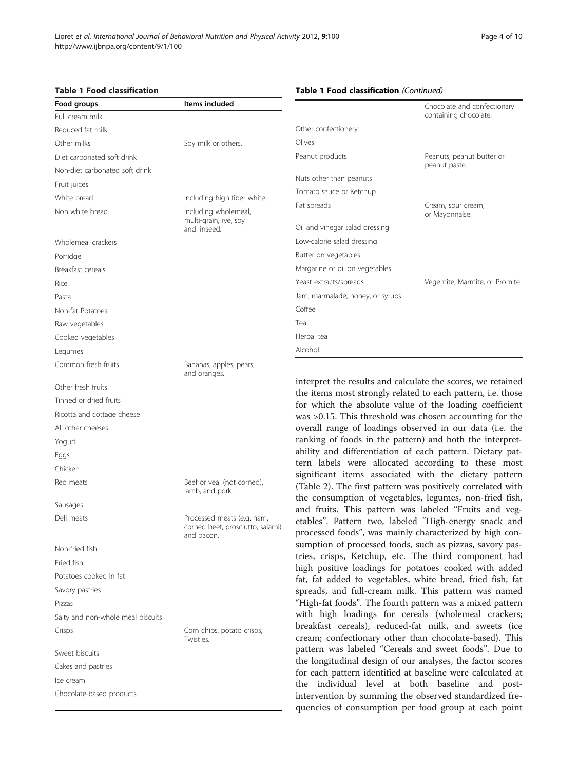**Table 1 Food classification**

| Food groups | Items included |
| --- | --- |
| Full cream milk | |
| Reduced fat milk | |
| Other milks | Soy milk or others. |
| Diet carbonated soft drink | |
| Non-diet carbonated soft drink | |
| Fruit juices | |
| White bread | Including high fiber white. |
| Non white bread | Including wholemeal, multi-grain, rye, soy and linseed. |
| Wholemeal crackers | |
| Porridge | |
| Breakfast cereals | |
| Rice | |
| Pasta | |
| Non-fat Potatoes | |
| Raw vegetables | |
| Cooked vegetables | |
| Legumes | |
| Common fresh fruits | Bananas, apples, pears, and oranges. |
| Other fresh fruits | |
| Tinned or dried fruits | |
| Ricotta and cottage cheese | |
| All other cheeses | |
| Yogurt | |
| Eggs | |
| Chicken | |
| Red meats | Beef or veal (not corned), lamb, and pork. |
| Sausages | |
| Deli meats | Processed meats (e.g. ham, corned beef, prosciutto, salami) and bacon. |
| Non-fried fish | |
| Fried fish | |
| Potatoes cooked in fat | |
| Savory pastries | |
| Pizzas | |
| Salty and non-whole meal biscuits | |
| Crisps | Corn chips, potato crisps, Twisties. |
| Sweet biscuits | |
| Cakes and pastries | |
| Ice cream | |
| Chocolate-based products | Chocolate and confectionary containing chocolate. |
| Other confectionery | |
| Olives | |
| Peanut products | Peanuts, peanut butter or peanut paste. |
| Nuts other than peanuts | |
| Tomato sauce or Ketchup | |
| Fat spreads | Cream, sour cream, or Mayonnaise. |
| Oil and vinegar salad dressing | |
| Low-calorie salad dressing | |
| Butter on vegetables | |
| Margarine or oil on vegetables | |
| Yeast extracts/spreads | Vegemite, Marmite, or Promite. |
| Jam, marmalade, honey, or syrups | |
| Coffee | |
| Tea | |
| Herbal tea | |
| Alcohol | |

interpret the results and calculate the scores, we retained the items most strongly related to each pattern, i.e. those for which the absolute value of the loading coefficient was >0.15. This threshold was chosen accounting for the overall range of loadings observed in our data (i.e. the ranking of foods in the pattern) and both the interpretability and differentiation of each pattern. Dietary pattern labels were allocated according to these most significant items associated with the dietary pattern (Table 2). The first pattern was positively correlated with the consumption of vegetables, legumes, non-fried fish, and fruits. This pattern was labeled "Fruits and vegetables". Pattern two, labeled "High-energy snack and processed foods", was mainly characterized by high consumption of processed foods, such as pizzas, savory pastries, crisps, Ketchup, etc. The third component had high positive loadings for potatoes cooked with added fat, fat added to vegetables, white bread, fried fish, fat spreads, and full-cream milk. This pattern was named "High-fat foods". The fourth pattern was a mixed pattern with high loadings for cereals (wholemeal crackers; breakfast cereals), reduced-fat milk, and sweets (ice cream; confectionary other than chocolate-based). This pattern was labeled "Cereals and sweet foods". Due to the longitudinal design of our analyses, the factor scores for each pattern identified at baseline were calculated at the individual level at both baseline and post-intervention by summing the observed standardized frequencies of consumption per food group at each point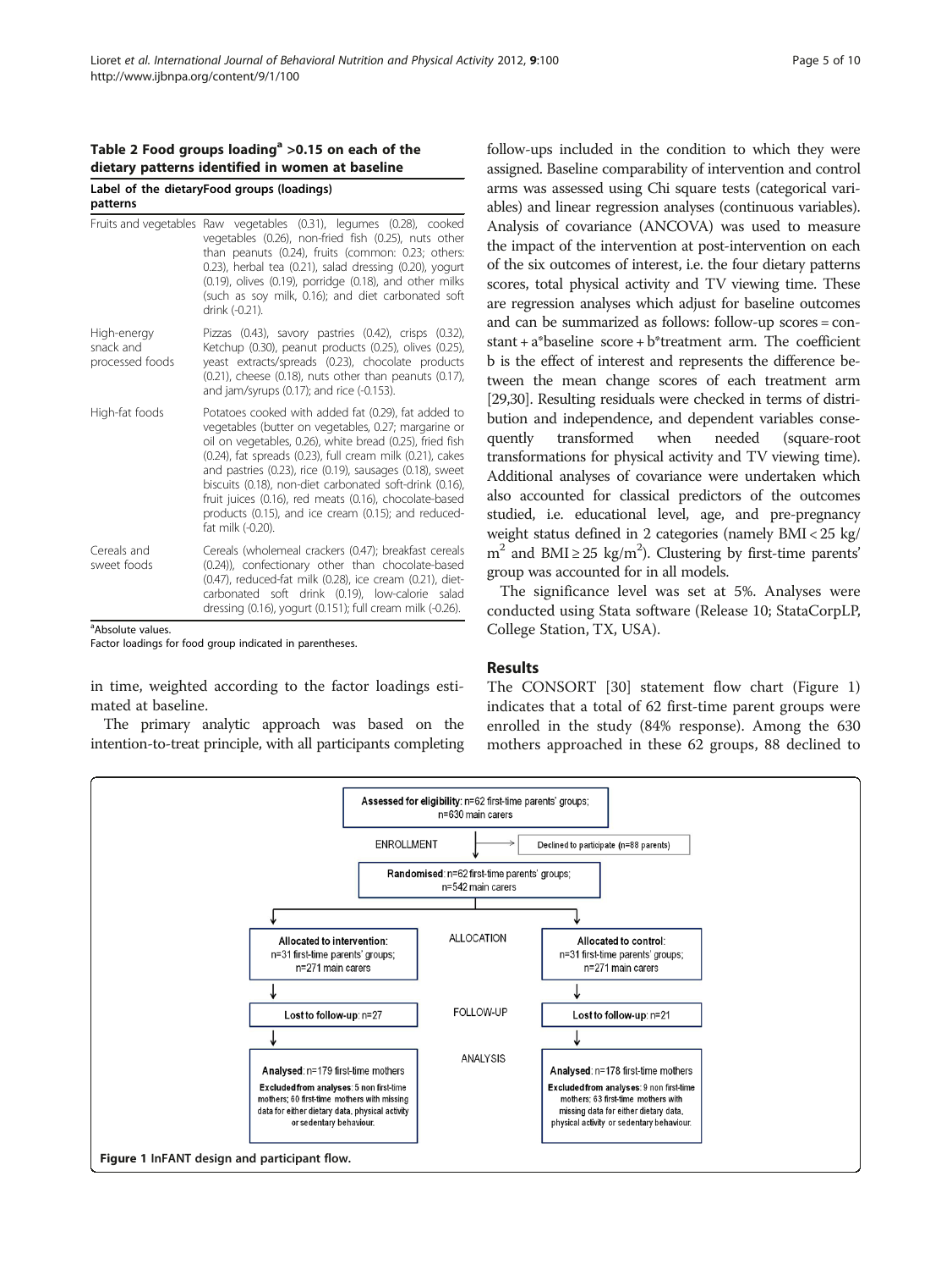**Table 2 Food groups loading[a] >0.15 on each of the dietary patterns identified in women at baseline**

| Label of the dietary patterns | Food groups (loadings) |
|---|---|
| Fruits and vegetables | Raw vegetables (0.31), legumes (0.28), cooked vegetables (0.26), non-fried fish (0.25), nuts other than peanuts (0.24), fruits (common: 0.23; others: 0.23), herbal tea (0.21), salad dressing (0.20), yogurt (0.19), olives (0.19), porridge (0.18), and other milks (such as soy milk, 0.16); and diet carbonated soft drink (-0.21). |
| High-energy snack and processed foods | Pizzas (0.43), savory pastries (0.42), crisps (0.32), Ketchup (0.30), peanut products (0.25), olives (0.25), yeast extracts/spreads (0.23), chocolate products (0.21), cheese (0.18), nuts other than peanuts (0.17), and jam/syrups (0.17); and rice (-0.153). |
| High-fat foods | Potatoes cooked with added fat (0.29), fat added to vegetables (butter on vegetables, 0.27; margarine or oil on vegetables, 0.26), white bread (0.25), fried fish (0.24), fat spreads (0.23), full cream milk (0.21), cakes and pastries (0.23), rice (0.19), sausages (0.18), sweet biscuits (0.18), non-diet carbonated soft-drink (0.16), fruit juices (0.16), red meats (0.16), chocolate-based products (0.15), and ice cream (0.15); and reduced-fat milk (-0.20). |
| Cereals and sweet foods | Cereals (wholemeal crackers (0.47); breakfast cereals (0.24)), confectionary other than chocolate-based (0.47), reduced-fat milk (0.28), ice cream (0.21), diet-carbonated soft drink (0.19), low-calorie salad dressing (0.16), yogurt (0.151); full cream milk (-0.26). |

[a]Absolute values.

Factor loadings for food group indicated in parentheses.

in time, weighted according to the factor loadings estimated at baseline.

The primary analytic approach was based on the intention-to-treat principle, with all participants completing follow-ups included in the condition to which they were assigned. Baseline comparability of intervention and control arms was assessed using Chi square tests (categorical variables) and linear regression analyses (continuous variables). Analysis of covariance (ANCOVA) was used to measure the impact of the intervention at post-intervention on each of the six outcomes of interest, i.e. the four dietary patterns scores, total physical activity and TV viewing time. These are regression analyses which adjust for baseline outcomes and can be summarized as follows: follow-up scores = constant + a*baseline score + b*treatment arm. The coefficient b is the effect of interest and represents the difference between the mean change scores of each treatment arm [29,30]. Resulting residuals were checked in terms of distribution and independence, and dependent variables consequently transformed when needed (square-root transformations for physical activity and TV viewing time). Additional analyses of covariance were undertaken which also accounted for classical predictors of the outcomes studied, i.e. educational level, age, and pre-pregnancy weight status defined in 2 categories (namely BMI < 25 kg/m$^2$ and BMI ≥ 25 kg/m$^2$). Clustering by first-time parents' group was accounted for in all models.

The significance level was set at 5%. Analyses were conducted using Stata software (Release 10; StataCorpLP, College Station, TX, USA).

## Results

The CONSORT [30] statement flow chart (Figure 1) indicates that a total of 62 first-time parent groups were enrolled in the study (84% response). Among the 630 mothers approached in these 62 groups, 88 declined to

Assessed for eligibility: n=62 first-time parents' groups; n=630 main carers

ENROLLMENT

Declined to participate (n=88 parents)

Randomised: n=62 first-time parents' groups; n=542 main carers

ALLOCATION

Allocated to intervention: n=31 first-time parents' groups; n=271 main carers

Allocated to control: n=31 first-time parents' groups; n=271 main carers

FOLLOW-UP

Lost to follow-up: n=27

Lost to follow-up: n=21

ANALYSIS

Analysed: n=179 first-time mothers
Excluded from analyses: 5 non first-time mothers; 60 first-time mothers with missing data for either dietary data, physical activity or sedentary behaviour.

Analysed: n=178 first-time mothers
Excluded from analyses: 9 non first-time mothers; 63 first-time mothers with missing data for either dietary data, physical activity or sedentary behaviour.

**Figure 1** InFANT design and participant flow.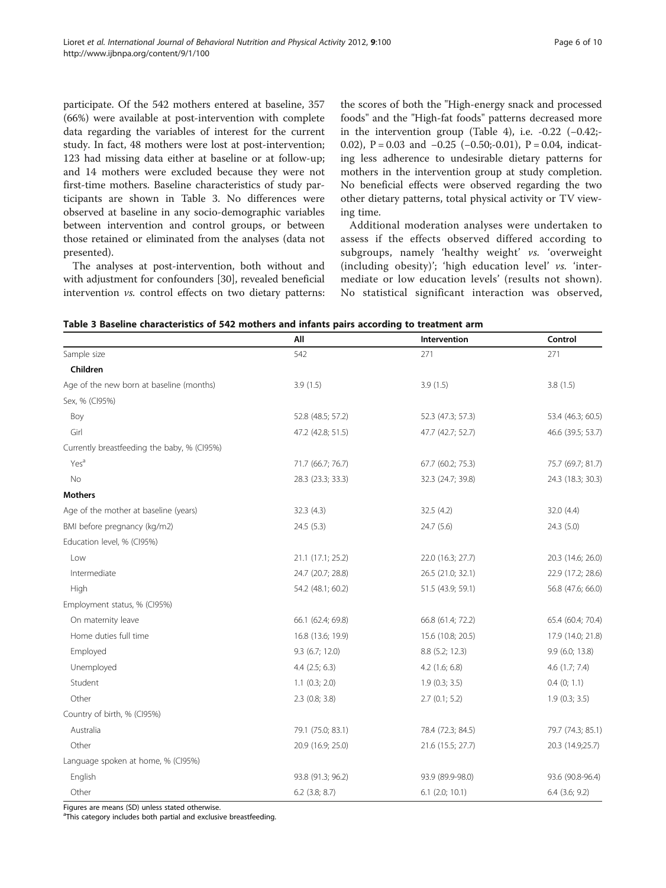participate. Of the 542 mothers entered at baseline, 357 (66%) were available at post-intervention with complete data regarding the variables of interest for the current study. In fact, 48 mothers were lost at post-intervention; 123 had missing data either at baseline or at follow-up; and 14 mothers were excluded because they were not first-time mothers. Baseline characteristics of study participants are shown in Table 3. No differences were observed at baseline in any socio-demographic variables between intervention and control groups, or between those retained or eliminated from the analyses (data not presented).

The analyses at post-intervention, both without and with adjustment for confounders [30], revealed beneficial intervention *vs.* control effects on two dietary patterns: the scores of both the "High-energy snack and processed foods" and the "High-fat foods" patterns decreased more in the intervention group (Table 4), i.e. -0.22 (−0.42;-0.02), P = 0.03 and −0.25 (−0.50;-0.01), P = 0.04, indicating less adherence to undesirable dietary patterns for mothers in the intervention group at study completion. No beneficial effects were observed regarding the two other dietary patterns, total physical activity or TV viewing time.

Additional moderation analyses were undertaken to assess if the effects observed differed according to subgroups, namely 'healthy weight' *vs.* 'overweight (including obesity)'; 'high education level' *vs.* 'intermediate or low education levels' (results not shown). No statistical significant interaction was observed,

**Table 3 Baseline characteristics of 542 mothers and infants pairs according to treatment arm**

| | All | Intervention | Control |
|---|---|---|---|
| Sample size | 542 | 271 | 271 |
| **Children** | | | |
| Age of the new born at baseline (months) | 3.9 (1.5) | 3.9 (1.5) | 3.8 (1.5) |
| Sex, % (CI95%) | | | |
| Boy | 52.8 (48.5; 57.2) | 52.3 (47.3; 57.3) | 53.4 (46.3; 60.5) |
| Girl | 47.2 (42.8; 51.5) | 47.7 (42.7; 52.7) | 46.6 (39.5; 53.7) |
| Currently breastfeeding the baby, % (CI95%) | | | |
| Yes[a] | 71.7 (66.7; 76.7) | 67.7 (60.2; 75.3) | 75.7 (69.7; 81.7) |
| No | 28.3 (23.3; 33.3) | 32.3 (24.7; 39.8) | 24.3 (18.3; 30.3) |
| **Mothers** | | | |
| Age of the mother at baseline (years) | 32.3 (4.3) | 32.5 (4.2) | 32.0 (4.4) |
| BMI before pregnancy (kg/m2) | 24.5 (5.3) | 24.7 (5.6) | 24.3 (5.0) |
| Education level, % (CI95%) | | | |
| Low | 21.1 (17.1; 25.2) | 22.0 (16.3; 27.7) | 20.3 (14.6; 26.0) |
| Intermediate | 24.7 (20.7; 28.8) | 26.5 (21.0; 32.1) | 22.9 (17.2; 28.6) |
| High | 54.2 (48.1; 60.2) | 51.5 (43.9; 59.1) | 56.8 (47.6; 66.0) |
| Employment status, % (CI95%) | | | |
| On maternity leave | 66.1 (62.4; 69.8) | 66.8 (61.4; 72.2) | 65.4 (60.4; 70.4) |
| Home duties full time | 16.8 (13.6; 19.9) | 15.6 (10.8; 20.5) | 17.9 (14.0; 21.8) |
| Employed | 9.3 (6.7; 12.0) | 8.8 (5.2; 12.3) | 9.9 (6.0; 13.8) |
| Unemployed | 4.4 (2.5; 6.3) | 4.2 (1.6; 6.8) | 4.6 (1.7; 7.4) |
| Student | 1.1 (0.3; 2.0) | 1.9 (0.3; 3.5) | 0.4 (0; 1.1) |
| Other | 2.3 (0.8; 3.8) | 2.7 (0.1; 5.2) | 1.9 (0.3; 3.5) |
| Country of birth, % (CI95%) | | | |
| Australia | 79.1 (75.0; 83.1) | 78.4 (72.3; 84.5) | 79.7 (74.3; 85.1) |
| Other | 20.9 (16.9; 25.0) | 21.6 (15.5; 27.7) | 20.3 (14.9;25.7) |
| Language spoken at home, % (CI95%) | | | |
| English | 93.8 (91.3; 96.2) | 93.9 (89.9-98.0) | 93.6 (90.8-96.4) |
| Other | 6.2 (3.8; 8.7) | 6.1 (2.0; 10.1) | 6.4 (3.6; 9.2) |

Figures are means (SD) unless stated otherwise.
[a]This category includes both partial and exclusive breastfeeding.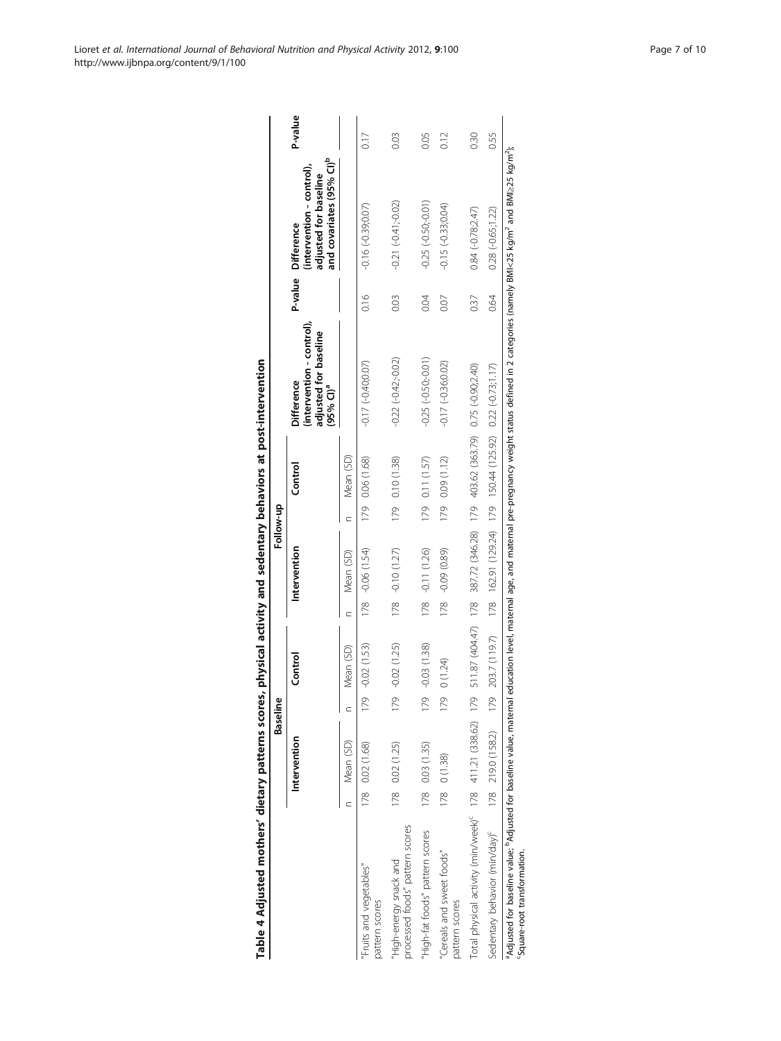**Table 4 Adjusted mothers' dietary patterns scores, physical activity and sedentary behaviors at post-intervention**

| | Baseline | | | | Follow-up | | | | Difference (intervention - control), adjusted for baseline (95% CI)[a] | P-value | Difference (intervention - control), adjusted for baseline and covariates (95% CI)[b] | P-value |
|---|---|---|---|---|---|---|---|---|---|---|---|---|
| | Intervention | | Control | | Intervention | | Control | | | | | |
| | n | Mean (SD) | n | Mean (SD) | n | Mean (SD) | n | Mean (SD) | | | | |
| "Fruits and vegetables" pattern scores | 178 | 0.02 (1.68) | 179 | -0.02 (1.53) | 178 | -0.06 (1.54) | 179 | 0.06 (1.68) | -0.17 (-0.40;0.07) | 0.16 | -0.16 (-0.39;0.07) | 0.17 |
| "High-energy snack and processed foods" pattern scores | 178 | 0.02 (1.25) | 179 | -0.02 (1.25) | 178 | -0.10 (1.27) | 179 | 0.10 (1.38) | -0.22 (-0.42;-0.02) | 0.03 | -0.21 (-0.41;-0.02) | 0.03 |
| "High-fat foods" pattern scores | 178 | 0.03 (1.35) | 179 | -0.03 (1.38) | 178 | -0.11 (1.26) | 179 | 0.11 (1.57) | -0.25 (-0.50;-0.01) | 0.04 | -0.25 (-0.50;-0.01) | 0.05 |
| "Cereals and sweet foods" pattern scores | 178 | 0 (1.38) | 179 | 0 (1.24) | 178 | -0.09 (0.89) | 179 | 0.09 (1.12) | -0.17 (-0.36;0.02) | 0.07 | -0.15 (-0.33;0.04) | 0.12 |
| Total physical activity (min/week)[c] | 178 | 411.21 (338.62) | 179 | 511.87 (404.47) | 178 | 387.72 (346.28) | 179 | 403.62 (363.79) | 0.75 (-0.90;2.40) | 0.37 | 0.84 (-0.78;2.47) | 0.30 |
| Sedentary behavior (min/day)[c] | 178 | 219.0 (158.2) | 179 | 203.7 (119.7) | 178 | 162.91 (129.24) | 179 | 150.44 (125.92) | 0.22 (-0.73;1.17) | 0.64 | 0.28 (-0.65;1.22) | 0.55 |

[a]Adjusted for baseline value; [b]Adjusted for baseline value, maternal education level, maternal age, and maternal pre-pregnancy weight status defined in 2 categories (namely BMI<25 kg/m$^2$ and BMI≥25 kg/m$^2$);
[c]Square-root transformation.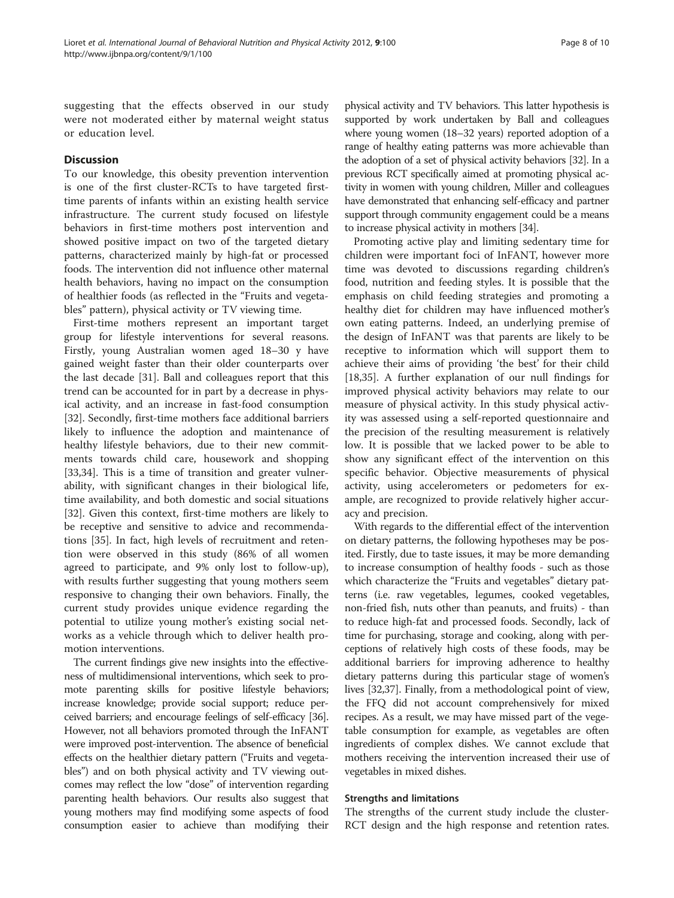suggesting that the effects observed in our study were not moderated either by maternal weight status or education level.

## Discussion

To our knowledge, this obesity prevention intervention is one of the first cluster-RCTs to have targeted first-time parents of infants within an existing health service infrastructure. The current study focused on lifestyle behaviors in first-time mothers post intervention and showed positive impact on two of the targeted dietary patterns, characterized mainly by high-fat or processed foods. The intervention did not influence other maternal health behaviors, having no impact on the consumption of healthier foods (as reflected in the "Fruits and vegetables" pattern), physical activity or TV viewing time.

First-time mothers represent an important target group for lifestyle interventions for several reasons. Firstly, young Australian women aged 18–30 y have gained weight faster than their older counterparts over the last decade [31]. Ball and colleagues report that this trend can be accounted for in part by a decrease in physical activity, and an increase in fast-food consumption [32]. Secondly, first-time mothers face additional barriers likely to influence the adoption and maintenance of healthy lifestyle behaviors, due to their new commitments towards child care, housework and shopping [33,34]. This is a time of transition and greater vulnerability, with significant changes in their biological life, time availability, and both domestic and social situations [32]. Given this context, first-time mothers are likely to be receptive and sensitive to advice and recommendations [35]. In fact, high levels of recruitment and retention were observed in this study (86% of all women agreed to participate, and 9% only lost to follow-up), with results further suggesting that young mothers seem responsive to changing their own behaviors. Finally, the current study provides unique evidence regarding the potential to utilize young mother's existing social networks as a vehicle through which to deliver health promotion interventions.

The current findings give new insights into the effectiveness of multidimensional interventions, which seek to promote parenting skills for positive lifestyle behaviors; increase knowledge; provide social support; reduce perceived barriers; and encourage feelings of self-efficacy [36]. However, not all behaviors promoted through the InFANT were improved post-intervention. The absence of beneficial effects on the healthier dietary pattern ("Fruits and vegetables") and on both physical activity and TV viewing outcomes may reflect the low "dose" of intervention regarding parenting health behaviors. Our results also suggest that young mothers may find modifying some aspects of food consumption easier to achieve than modifying their physical activity and TV behaviors. This latter hypothesis is supported by work undertaken by Ball and colleagues where young women (18–32 years) reported adoption of a range of healthy eating patterns was more achievable than the adoption of a set of physical activity behaviors [32]. In a previous RCT specifically aimed at promoting physical activity in women with young children, Miller and colleagues have demonstrated that enhancing self-efficacy and partner support through community engagement could be a means to increase physical activity in mothers [34].

Promoting active play and limiting sedentary time for children were important foci of InFANT, however more time was devoted to discussions regarding children's food, nutrition and feeding styles. It is possible that the emphasis on child feeding strategies and promoting a healthy diet for children may have influenced mother's own eating patterns. Indeed, an underlying premise of the design of InFANT was that parents are likely to be receptive to information which will support them to achieve their aims of providing 'the best' for their child [18,35]. A further explanation of our null findings for improved physical activity behaviors may relate to our measure of physical activity. In this study physical activity was assessed using a self-reported questionnaire and the precision of the resulting measurement is relatively low. It is possible that we lacked power to be able to show any significant effect of the intervention on this specific behavior. Objective measurements of physical activity, using accelerometers or pedometers for example, are recognized to provide relatively higher accuracy and precision.

With regards to the differential effect of the intervention on dietary patterns, the following hypotheses may be posited. Firstly, due to taste issues, it may be more demanding to increase consumption of healthy foods - such as those which characterize the "Fruits and vegetables" dietary patterns (i.e. raw vegetables, legumes, cooked vegetables, non-fried fish, nuts other than peanuts, and fruits) - than to reduce high-fat and processed foods. Secondly, lack of time for purchasing, storage and cooking, along with perceptions of relatively high costs of these foods, may be additional barriers for improving adherence to healthy dietary patterns during this particular stage of women's lives [32,37]. Finally, from a methodological point of view, the FFQ did not account comprehensively for mixed recipes. As a result, we may have missed part of the vegetable consumption for example, as vegetables are often ingredients of complex dishes. We cannot exclude that mothers receiving the intervention increased their use of vegetables in mixed dishes.

### Strengths and limitations

The strengths of the current study include the cluster-RCT design and the high response and retention rates.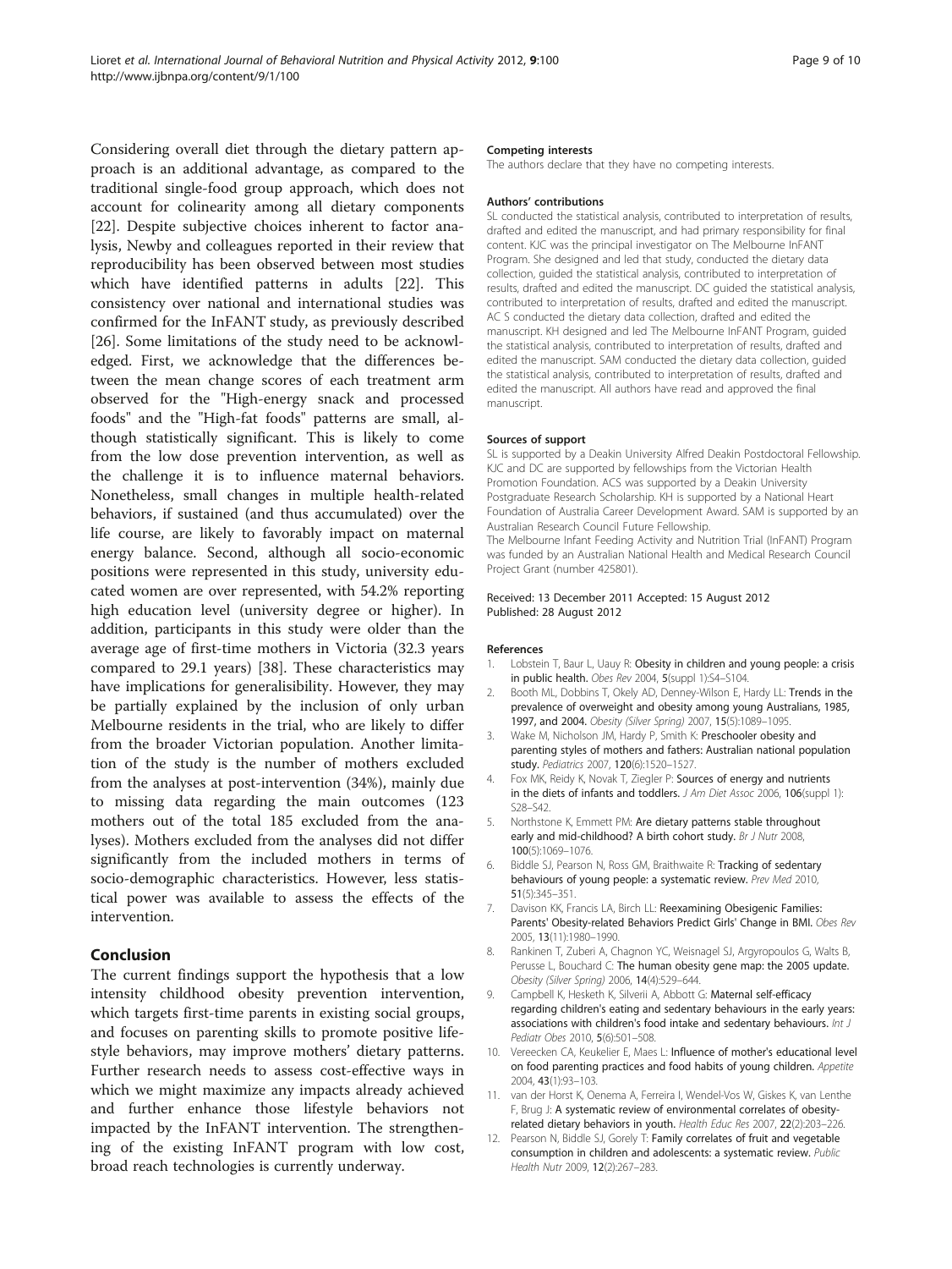Considering overall diet through the dietary pattern approach is an additional advantage, as compared to the traditional single-food group approach, which does not account for colinearity among all dietary components [22]. Despite subjective choices inherent to factor analysis, Newby and colleagues reported in their review that reproducibility has been observed between most studies which have identified patterns in adults [22]. This consistency over national and international studies was confirmed for the InFANT study, as previously described [26]. Some limitations of the study need to be acknowledged. First, we acknowledge that the differences between the mean change scores of each treatment arm observed for the "High-energy snack and processed foods" and the "High-fat foods" patterns are small, although statistically significant. This is likely to come from the low dose prevention intervention, as well as the challenge it is to influence maternal behaviors. Nonetheless, small changes in multiple health-related behaviors, if sustained (and thus accumulated) over the life course, are likely to favorably impact on maternal energy balance. Second, although all socio-economic positions were represented in this study, university educated women are over represented, with 54.2% reporting high education level (university degree or higher). In addition, participants in this study were older than the average age of first-time mothers in Victoria (32.3 years compared to 29.1 years) [38]. These characteristics may have implications for generalisibility. However, they may be partially explained by the inclusion of only urban Melbourne residents in the trial, who are likely to differ from the broader Victorian population. Another limitation of the study is the number of mothers excluded from the analyses at post-intervention (34%), mainly due to missing data regarding the main outcomes (123 mothers out of the total 185 excluded from the analyses). Mothers excluded from the analyses did not differ significantly from the included mothers in terms of socio-demographic characteristics. However, less statistical power was available to assess the effects of the intervention.

## Conclusion

The current findings support the hypothesis that a low intensity childhood obesity prevention intervention, which targets first-time parents in existing social groups, and focuses on parenting skills to promote positive lifestyle behaviors, may improve mothers' dietary patterns. Further research needs to assess cost-effective ways in which we might maximize any impacts already achieved and further enhance those lifestyle behaviors not impacted by the InFANT intervention. The strengthening of the existing InFANT program with low cost, broad reach technologies is currently underway.

#### Competing interests

The authors declare that they have no competing interests.

#### Authors' contributions

SL conducted the statistical analysis, contributed to interpretation of results, drafted and edited the manuscript, and had primary responsibility for final content. KJC was the principal investigator on The Melbourne InFANT Program. She designed and led that study, conducted the dietary data collection, guided the statistical analysis, contributed to interpretation of results, drafted and edited the manuscript. DC guided the statistical analysis, contributed to interpretation of results, drafted and edited the manuscript. AC S conducted the dietary data collection, drafted and edited the manuscript. KH designed and led The Melbourne InFANT Program, guided the statistical analysis, contributed to interpretation of results, drafted and edited the manuscript. SAM conducted the dietary data collection, guided the statistical analysis, contributed to interpretation of results, drafted and edited the manuscript. All authors have read and approved the final manuscript.

#### Sources of support

SL is supported by a Deakin University Alfred Deakin Postdoctoral Fellowship. KJC and DC are supported by fellowships from the Victorian Health Promotion Foundation. ACS was supported by a Deakin University Postgraduate Research Scholarship. KH is supported by a National Heart Foundation of Australia Career Development Award. SAM is supported by an Australian Research Council Future Fellowship.

The Melbourne Infant Feeding Activity and Nutrition Trial (InFANT) Program was funded by an Australian National Health and Medical Research Council Project Grant (number 425801).

Received: 13 December 2011 Accepted: 15 August 2012
Published: 28 August 2012

#### References

1. Lobstein T, Baur L, Uauy R: Obesity in children and young people: a crisis in public health. *Obes Rev* 2004, 5(suppl 1):S4–S104.
2. Booth ML, Dobbins T, Okely AD, Denney-Wilson E, Hardy LL: Trends in the prevalence of overweight and obesity among young Australians, 1985, 1997, and 2004. *Obesity (Silver Spring)* 2007, 15(5):1089–1095.
3. Wake M, Nicholson JM, Hardy P, Smith K: Preschooler obesity and parenting styles of mothers and fathers: Australian national population study. *Pediatrics* 2007, 120(6):1520–1527.
4. Fox MK, Reidy K, Novak T, Ziegler P: Sources of energy and nutrients in the diets of infants and toddlers. *J Am Diet Assoc* 2006, 106(suppl 1): S28–S42.
5. Northstone K, Emmett PM: Are dietary patterns stable throughout early and mid-childhood? A birth cohort study. *Br J Nutr* 2008, 100(5):1069–1076.
6. Biddle SJ, Pearson N, Ross GM, Braithwaite R: Tracking of sedentary behaviours of young people: a systematic review. *Prev Med* 2010, 51(5):345–351.
7. Davison KK, Francis LA, Birch LL: Reexamining Obesigenic Families: Parents' Obesity-related Behaviors Predict Girls' Change in BMI. *Obes Rev* 2005, 13(11):1980–1990.
8. Rankinen T, Zuberi A, Chagnon YC, Weisnagel SJ, Argyropoulos G, Walts B, Perusse L, Bouchard C: The human obesity gene map: the 2005 update. *Obesity (Silver Spring)* 2006, 14(4):529–644.
9. Campbell K, Hesketh K, Silverii A, Abbott G: Maternal self-efficacy regarding children's eating and sedentary behaviours in the early years: associations with children's food intake and sedentary behaviours. *Int J Pediatr Obes* 2010, 5(6):501–508.
10. Vereecken CA, Keukelier E, Maes L: Influence of mother's educational level on food parenting practices and food habits of young children. *Appetite* 2004, 43(1):93–103.
11. van der Horst K, Oenema A, Ferreira I, Wendel-Vos W, Giskes K, van Lenthe F, Brug J: A systematic review of environmental correlates of obesity-related dietary behaviors in youth. *Health Educ Res* 2007, 22(2):203–226.
12. Pearson N, Biddle SJ, Gorely T: Family correlates of fruit and vegetable consumption in children and adolescents: a systematic review. *Public Health Nutr* 2009, 12(2):267–283.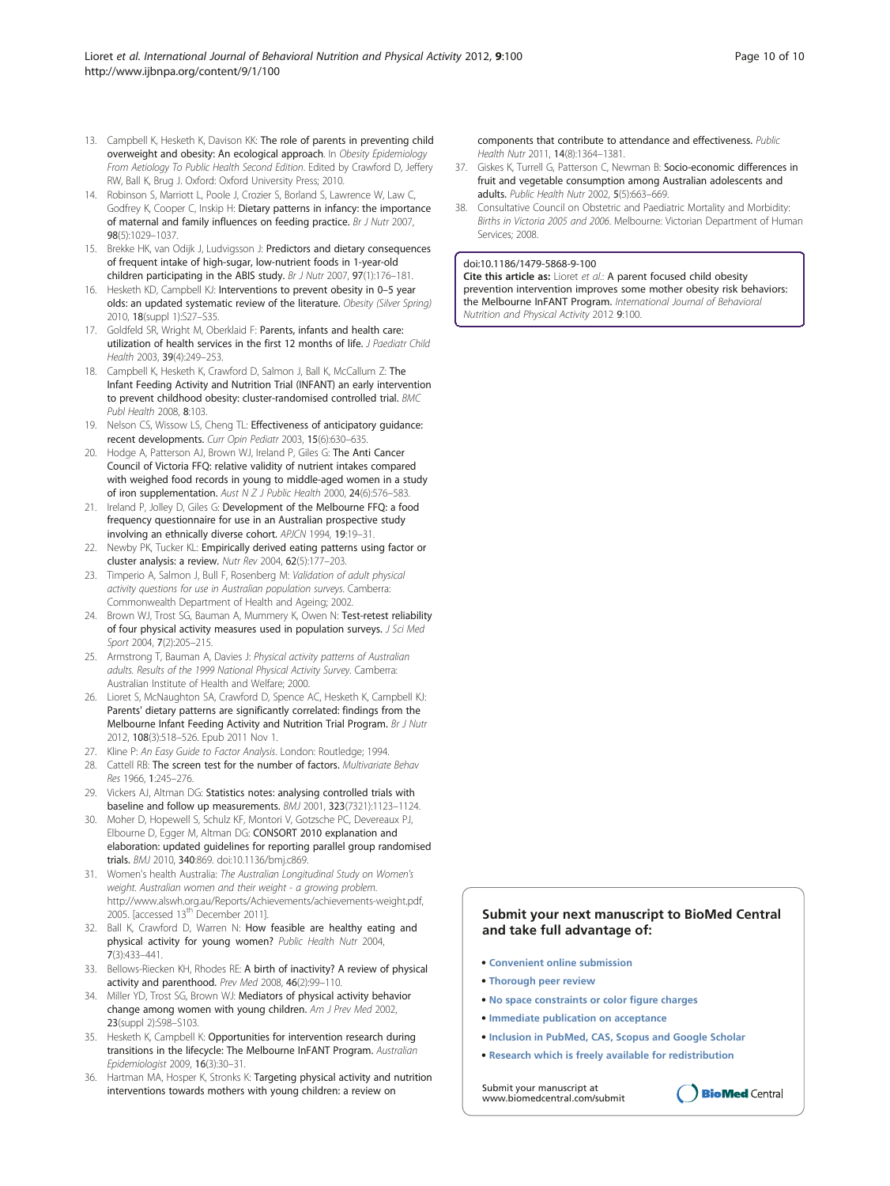13. Campbell K, Hesketh K, Davison KK: **The role of parents in preventing child overweight and obesity: An ecological approach.** In *Obesity Epidemiology From Aetiology To Public Health Second Edition*. Edited by Crawford D, Jeffery RW, Ball K, Brug J. Oxford: Oxford University Press; 2010.
14. Robinson S, Marriott L, Poole J, Crozier S, Borland S, Lawrence W, Law C, Godfrey K, Cooper C, Inskip H: **Dietary patterns in infancy: the importance of maternal and family influences on feeding practice.** *Br J Nutr* 2007, **98**(5):1029–1037.
15. Brekke HK, van Odijk J, Ludvigsson J: **Predictors and dietary consequences of frequent intake of high-sugar, low-nutrient foods in 1-year-old children participating in the ABIS study.** *Br J Nutr* 2007, **97**(1):176–181.
16. Hesketh KD, Campbell KJ: **Interventions to prevent obesity in 0–5 year olds: an updated systematic review of the literature.** *Obesity (Silver Spring)* 2010, **18**(suppl 1):S27–S35.
17. Goldfeld SR, Wright M, Oberklaid F: **Parents, infants and health care: utilization of health services in the first 12 months of life.** *J Paediatr Child Health* 2003, **39**(4):249–253.
18. Campbell K, Hesketh K, Crawford D, Salmon J, Ball K, McCallum Z: **The Infant Feeding Activity and Nutrition Trial (INFANT) an early intervention to prevent childhood obesity: cluster-randomised controlled trial.** *BMC Publ Health* 2008, **8**:103.
19. Nelson CS, Wissow LS, Cheng TL: **Effectiveness of anticipatory guidance: recent developments.** *Curr Opin Pediatr* 2003, **15**(6):630–635.
20. Hodge A, Patterson AJ, Brown WJ, Ireland P, Giles G: **The Anti Cancer Council of Victoria FFQ: relative validity of nutrient intakes compared with weighed food records in young to middle-aged women in a study of iron supplementation.** *Aust N Z J Public Health* 2000, **24**(6):576–583.
21. Ireland P, Jolley D, Giles G: **Development of the Melbourne FFQ: a food frequency questionnaire for use in an Australian prospective study involving an ethnically diverse cohort.** *APJCN* 1994, **19**:19–31.
22. Newby PK, Tucker KL: **Empirically derived eating patterns using factor or cluster analysis: a review.** *Nutr Rev* 2004, **62**(5):177–203.
23. Timperio A, Salmon J, Bull F, Rosenberg M: *Validation of adult physical activity questions for use in Australian population surveys.* Canberra: Commonwealth Department of Health and Ageing; 2002.
24. Brown WJ, Trost SG, Bauman A, Mummery K, Owen N: **Test-retest reliability of four physical activity measures used in population surveys.** *J Sci Med Sport* 2004, **7**(2):205–215.
25. Armstrong T, Bauman A, Davies J: *Physical activity patterns of Australian adults. Results of the 1999 National Physical Activity Survey.* Canberra: Australian Institute of Health and Welfare; 2000.
26. Lioret S, McNaughton SA, Crawford D, Spence AC, Hesketh K, Campbell KJ: **Parents' dietary patterns are significantly correlated: findings from the Melbourne Infant Feeding Activity and Nutrition Trial Program.** *Br J Nutr* 2012, **108**(3):518–526. Epub 2011 Nov 1.
27. Kline P: *An Easy Guide to Factor Analysis.* London: Routledge; 1994.
28. Cattell RB: **The screen test for the number of factors.** *Multivariate Behav Res* 1966, **1**:245–276.
29. Vickers AJ, Altman DG: **Statistics notes: analysing controlled trials with baseline and follow up measurements.** *BMJ* 2001, **323**(7321):1123–1124.
30. Moher D, Hopewell S, Schulz KF, Montori V, Gotzsche PC, Devereaux PJ, Elbourne D, Egger M, Altman DG: **CONSORT 2010 explanation and elaboration: updated guidelines for reporting parallel group randomised trials.** *BMJ* 2010, **340**:869. doi:10.1136/bmj.c869.
31. Women's health Australia: *The Australian Longitudinal Study on Women's weight. Australian women and their weight - a growing problem.* http://www.alswh.org.au/Reports/Achievements/achievements-weight.pdf, 2005. [accessed 13th December 2011].
32. Ball K, Crawford D, Warren N: **How feasible are healthy eating and physical activity for young women?** *Public Health Nutr* 2004, **7**(3):433–441.
33. Bellows-Riecken KH, Rhodes RE: **A birth of inactivity? A review of physical activity and parenthood.** *Prev Med* 2008, **46**(2):99–110.
34. Miller YD, Trost SG, Brown WJ: **Mediators of physical activity behavior change among women with young children.** *Am J Prev Med* 2002, **23**(suppl 2):S98–S103.
35. Hesketh K, Campbell K: **Opportunities for intervention research during transitions in the lifecycle: The Melbourne InFANT Program.** *Australian Epidemiologist* 2009, **16**(3):30–31.
36. Hartman MA, Hosper K, Stronks K: **Targeting physical activity and nutrition interventions towards mothers with young children: a review on components that contribute to attendance and effectiveness.** *Public Health Nutr* 2011, **14**(8):1364–1381.
37. Giskes K, Turrell G, Patterson C, Newman B: **Socio-economic differences in fruit and vegetable consumption among Australian adolescents and adults.** *Public Health Nutr* 2002, **5**(5):663–669.
38. Consultative Council on Obstetric and Paediatric Mortality and Morbidity: *Births in Victoria 2005 and 2006.* Melbourne: Victorian Department of Human Services; 2008.

doi:10.1186/1479-5868-9-100

**Cite this article as:** Lioret *et al.*: A parent focused child obesity prevention intervention improves some mother obesity risk behaviors: the Melbourne InFANT Program. *International Journal of Behavioral Nutrition and Physical Activity* 2012 **9**:100.

**Submit your next manuscript to BioMed Central and take full advantage of:**

- **Convenient online submission**
- **Thorough peer review**
- **No space constraints or color figure charges**
- **Immediate publication on acceptance**
- **Inclusion in PubMed, CAS, Scopus and Google Scholar**
- **Research which is freely available for redistribution**

Submit your manuscript at www.biomedcentral.com/submit

BioMed Central